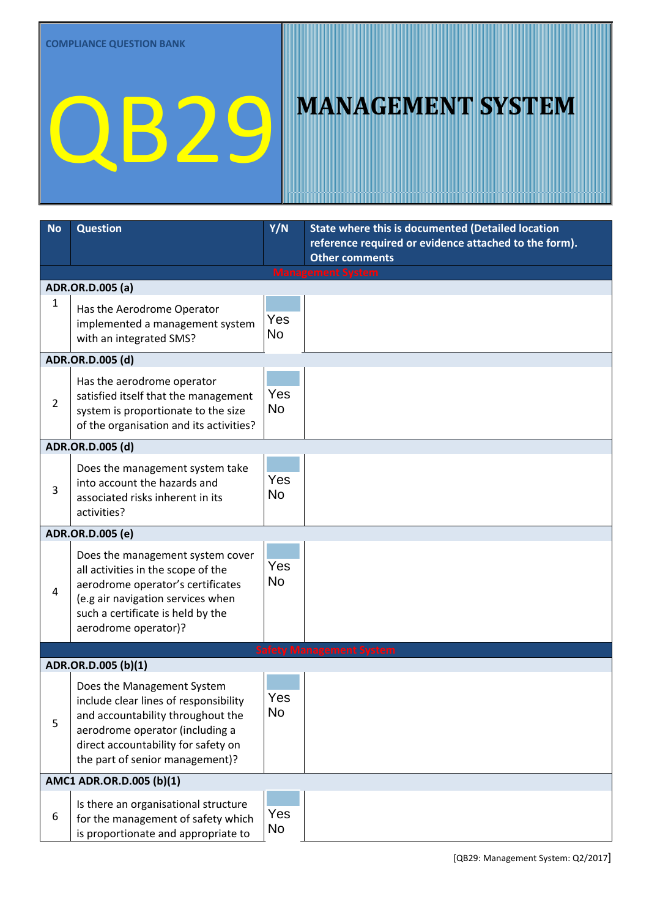COMPLIANCE QUESTION BANK

# QB29

# MANAGEMENT SYSTEM

| No | Question | Y/N | State where this is documented (Detailed location reference required or evidence attached to the form). Other comments |
|---|---|---|---|
| | **Management System** | | |
| **ADR.OR.D.005 (a)** | | | |
| 1 | Has the Aerodrome Operator implemented a management system with an integrated SMS? | Yes No | |
| **ADR.OR.D.005 (d)** | | | |
| 2 | Has the aerodrome operator satisfied itself that the management system is proportionate to the size of the organisation and its activities? | Yes No | |
| **ADR.OR.D.005 (d)** | | | |
| 3 | Does the management system take into account the hazards and associated risks inherent in its activities? | Yes No | |
| **ADR.OR.D.005 (e)** | | | |
| 4 | Does the management system cover all activities in the scope of the aerodrome operator's certificates (e.g air navigation services when such a certificate is held by the aerodrome operator)? | Yes No | |
| | **Safety Management System** | | |
| **ADR.OR.D.005 (b)(1)** | | | |
| 5 | Does the Management System include clear lines of responsibility and accountability throughout the aerodrome operator (including a direct accountability for safety on the part of senior management)? | Yes No | |
| **AMC1 ADR.OR.D.005 (b)(1)** | | | |
| 6 | Is there an organisational structure for the management of safety which is proportionate and appropriate to | Yes No | |

[QB29: Management System: Q2/2017]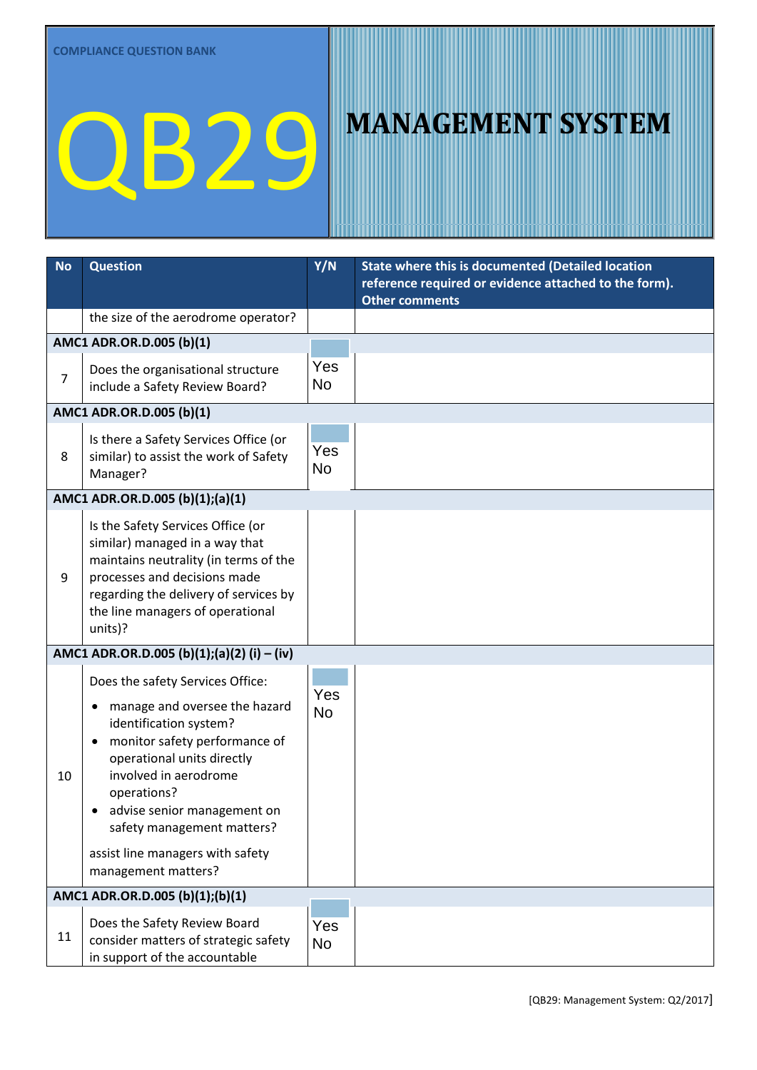COMPLIANCE QUESTION BANK

# QB29

# MANAGEMENT SYSTEM

| No | Question | Y/N | State where this is documented (Detailed location reference required or evidence attached to the form). Other comments |
|---|---|---|---|
| | the size of the aerodrome operator? | | |
| **AMC1 ADR.OR.D.005 (b)(1)** | | | |
| 7 | Does the organisational structure include a Safety Review Board? | Yes No | |
| **AMC1 ADR.OR.D.005 (b)(1)** | | | |
| 8 | Is there a Safety Services Office (or similar) to assist the work of Safety Manager? | Yes No | |
| **AMC1 ADR.OR.D.005 (b)(1);(a)(1)** | | | |
| 9 | Is the Safety Services Office (or similar) managed in a way that maintains neutrality (in terms of the processes and decisions made regarding the delivery of services by the line managers of operational units)? | | |
| **AMC1 ADR.OR.D.005 (b)(1);(a)(2) (i) – (iv)** | | | |
| 10 | Does the safety Services Office:<br>• manage and oversee the hazard identification system?<br>• monitor safety performance of operational units directly involved in aerodrome operations?<br>• advise senior management on safety management matters?<br><br>assist line managers with safety management matters? | Yes No | |
| **AMC1 ADR.OR.D.005 (b)(1);(b)(1)** | | | |
| 11 | Does the Safety Review Board consider matters of strategic safety in support of the accountable | Yes No | |

[QB29: Management System: Q2/2017]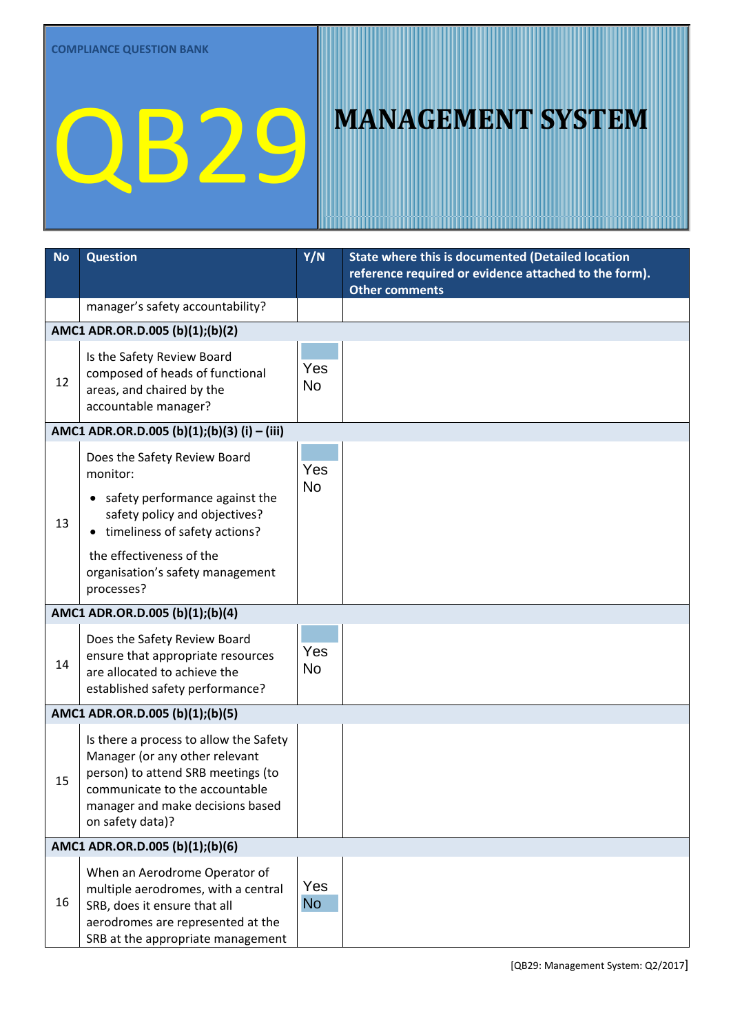COMPLIANCE QUESTION BANK

# QB29 MANAGEMENT SYSTEM

| No | Question | Y/N | State where this is documented (Detailed location reference required or evidence attached to the form). Other comments |
|---|---|---|---|
| | manager's safety accountability? | | |
| **AMC1 ADR.OR.D.005 (b)(1);(b)(2)** | | | |
| 12 | Is the Safety Review Board composed of heads of functional areas, and chaired by the accountable manager? | Yes No | |
| **AMC1 ADR.OR.D.005 (b)(1);(b)(3) (i) – (iii)** | | | |
| 13 | Does the Safety Review Board monitor: <br>• safety performance against the safety policy and objectives? <br>• timeliness of safety actions? <br>the effectiveness of the organisation's safety management processes? | Yes No | |
| **AMC1 ADR.OR.D.005 (b)(1);(b)(4)** | | | |
| 14 | Does the Safety Review Board ensure that appropriate resources are allocated to achieve the established safety performance? | Yes No | |
| **AMC1 ADR.OR.D.005 (b)(1);(b)(5)** | | | |
| 15 | Is there a process to allow the Safety Manager (or any other relevant person) to attend SRB meetings (to communicate to the accountable manager and make decisions based on safety data)? | | |
| **AMC1 ADR.OR.D.005 (b)(1);(b)(6)** | | | |
| 16 | When an Aerodrome Operator of multiple aerodromes, with a central SRB, does it ensure that all aerodromes are represented at the SRB at the appropriate management | Yes No | |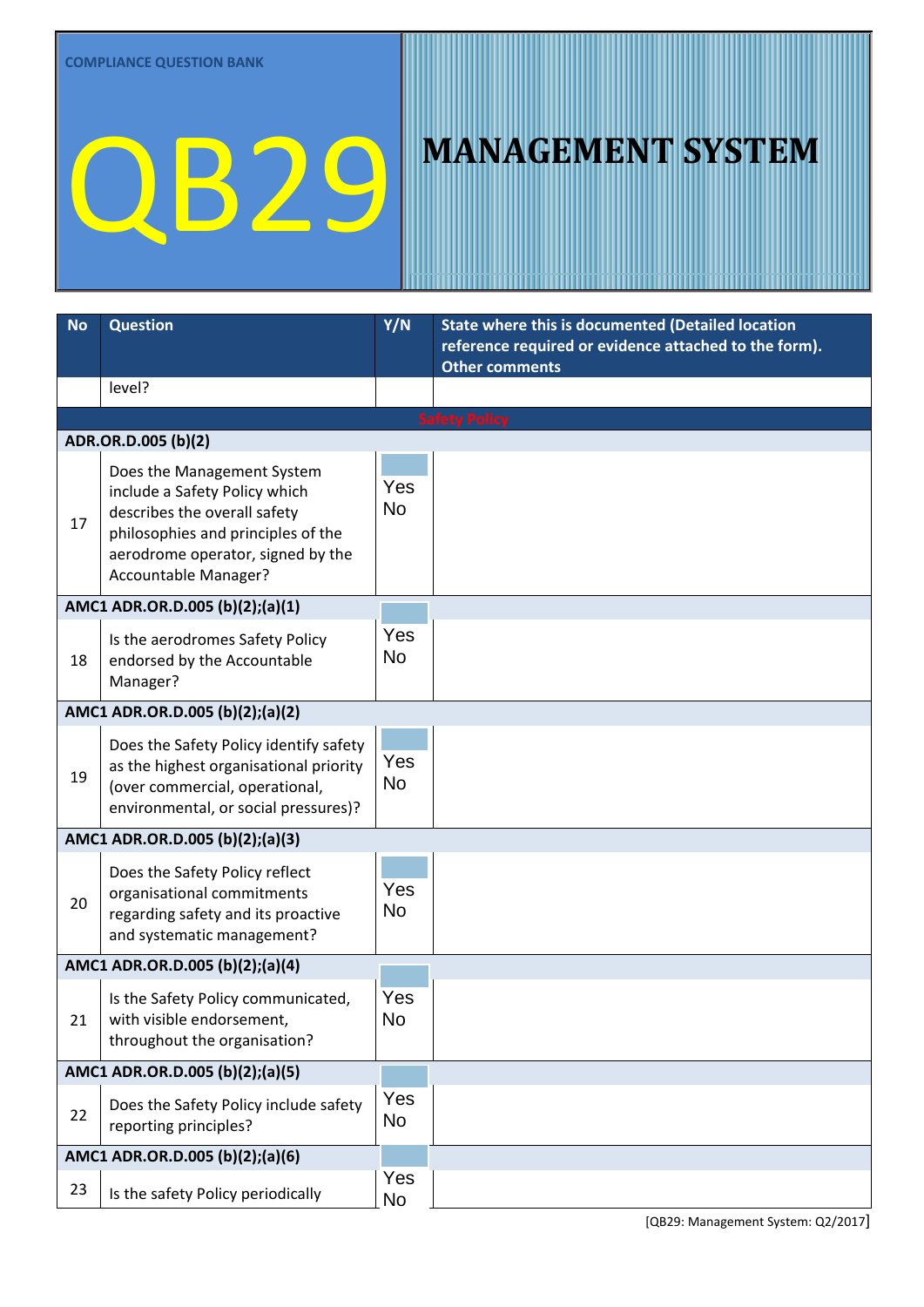COMPLIANCE QUESTION BANK

# QB29

# MANAGEMENT SYSTEM

| No | Question | Y/N | State where this is documented (Detailed location reference required or evidence attached to the form). Other comments |
|---|---|---|---|
| | level? | | |
| | **Safety Policy** | | |
| | **ADR.OR.D.005 (b)(2)** | | |
| 17 | Does the Management System include a Safety Policy which describes the overall safety philosophies and principles of the aerodrome operator, signed by the Accountable Manager? | Yes No | |
| | **AMC1 ADR.OR.D.005 (b)(2);(a)(1)** | | |
| 18 | Is the aerodromes Safety Policy endorsed by the Accountable Manager? | Yes No | |
| | **AMC1 ADR.OR.D.005 (b)(2);(a)(2)** | | |
| 19 | Does the Safety Policy identify safety as the highest organisational priority (over commercial, operational, environmental, or social pressures)? | Yes No | |
| | **AMC1 ADR.OR.D.005 (b)(2);(a)(3)** | | |
| 20 | Does the Safety Policy reflect organisational commitments regarding safety and its proactive and systematic management? | Yes No | |
| | **AMC1 ADR.OR.D.005 (b)(2);(a)(4)** | | |
| 21 | Is the Safety Policy communicated, with visible endorsement, throughout the organisation? | Yes No | |
| | **AMC1 ADR.OR.D.005 (b)(2);(a)(5)** | | |
| 22 | Does the Safety Policy include safety reporting principles? | Yes No | |
| | **AMC1 ADR.OR.D.005 (b)(2);(a)(6)** | | |
| 23 | Is the safety Policy periodically | Yes No | |

[QB29: Management System: Q2/2017]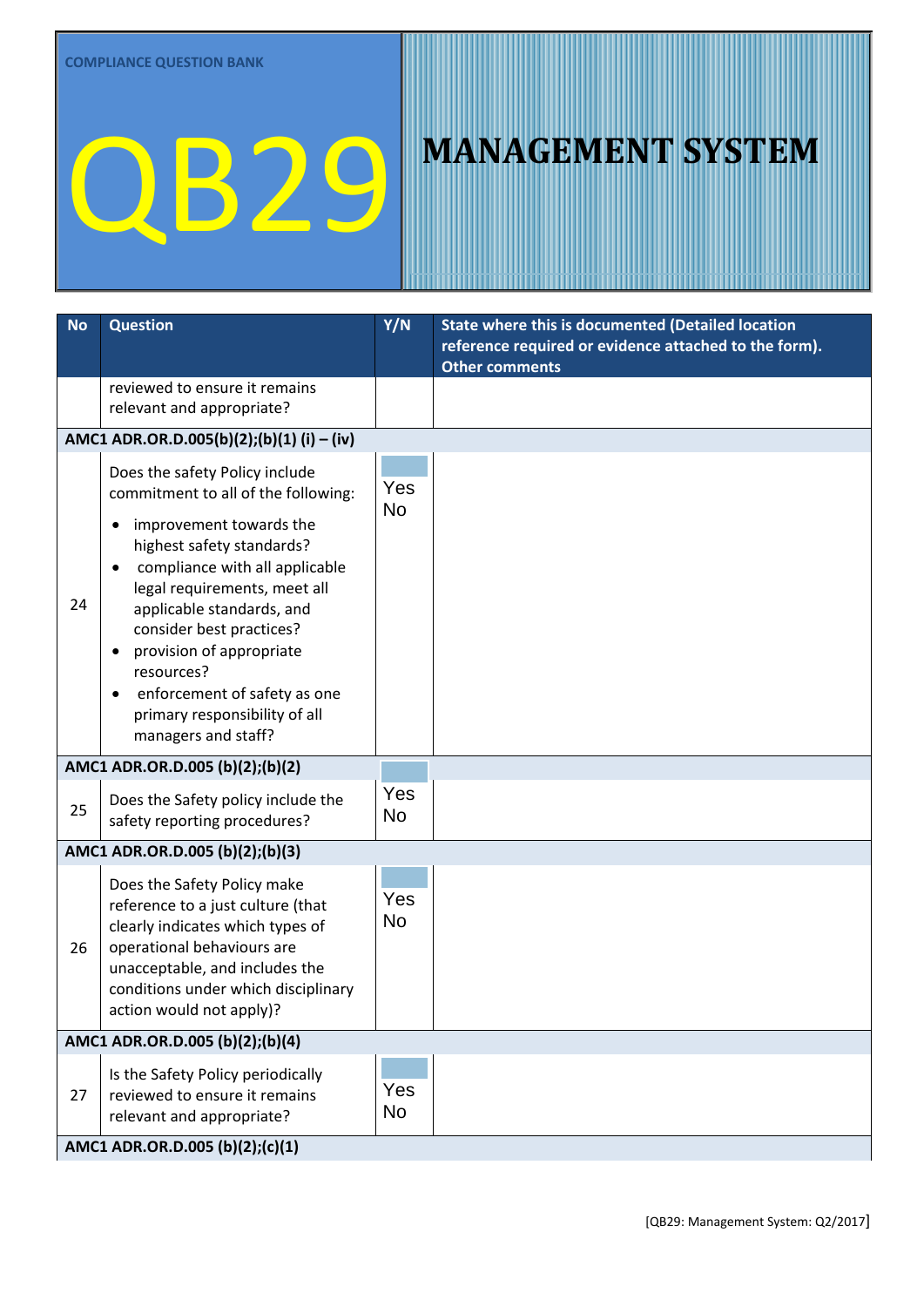COMPLIANCE QUESTION BANK

# QB29 MANAGEMENT SYSTEM

| No | Question | Y/N | State where this is documented (Detailed location reference required or evidence attached to the form). Other comments |
|---|---|---|---|
| | reviewed to ensure it remains relevant and appropriate? | | |
| **AMC1 ADR.OR.D.005(b)(2);(b)(1) (i) – (iv)** | | | |
| 24 | Does the safety Policy include commitment to all of the following:<br>• improvement towards the highest safety standards?<br>• compliance with all applicable legal requirements, meet all applicable standards, and consider best practices?<br>• provision of appropriate resources?<br>• enforcement of safety as one primary responsibility of all managers and staff? | Yes<br>No | |
| **AMC1 ADR.OR.D.005 (b)(2);(b)(2)** | | | |
| 25 | Does the Safety policy include the safety reporting procedures? | Yes<br>No | |
| **AMC1 ADR.OR.D.005 (b)(2);(b)(3)** | | | |
| 26 | Does the Safety Policy make reference to a just culture (that clearly indicates which types of operational behaviours are unacceptable, and includes the conditions under which disciplinary action would not apply)? | Yes<br>No | |
| **AMC1 ADR.OR.D.005 (b)(2);(b)(4)** | | | |
| 27 | Is the Safety Policy periodically reviewed to ensure it remains relevant and appropriate? | Yes<br>No | |
| **AMC1 ADR.OR.D.005 (b)(2);(c)(1)** | | | |

[QB29: Management System: Q2/2017]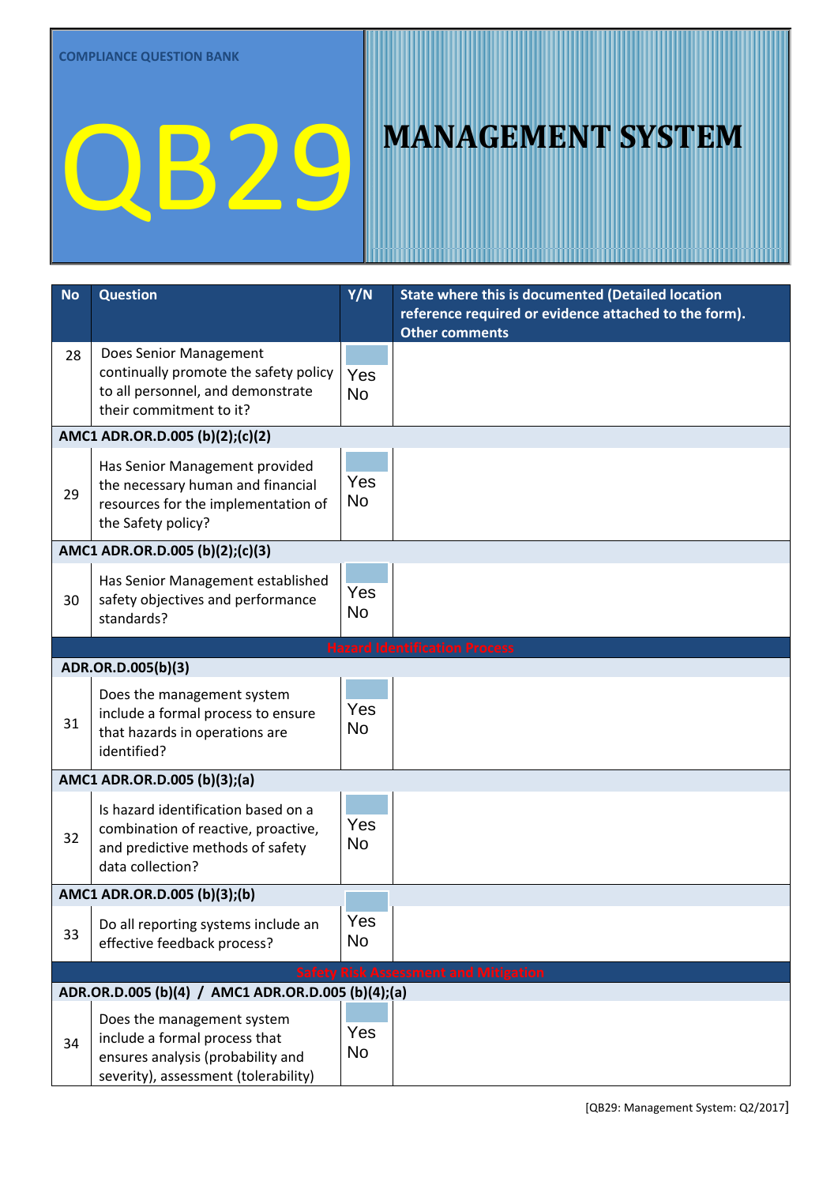COMPLIANCE QUESTION BANK

# QB29

# MANAGEMENT SYSTEM

| No | Question | Y/N | State where this is documented (Detailed location reference required or evidence attached to the form). Other comments |
|---|---|---|---|
| 28 | Does Senior Management continually promote the safety policy to all personnel, and demonstrate their commitment to it? | Yes No | |
| **AMC1 ADR.OR.D.005 (b)(2);(c)(2)** | | | |
| 29 | Has Senior Management provided the necessary human and financial resources for the implementation of the Safety policy? | Yes No | |
| **AMC1 ADR.OR.D.005 (b)(2);(c)(3)** | | | |
| 30 | Has Senior Management established safety objectives and performance standards? | Yes No | |
| **Hazard Identification Process** | | | |
| **ADR.OR.D.005(b)(3)** | | | |
| 31 | Does the management system include a formal process to ensure that hazards in operations are identified? | Yes No | |
| **AMC1 ADR.OR.D.005 (b)(3);(a)** | | | |
| 32 | Is hazard identification based on a combination of reactive, proactive, and predictive methods of safety data collection? | Yes No | |
| **AMC1 ADR.OR.D.005 (b)(3);(b)** | | | |
| 33 | Do all reporting systems include an effective feedback process? | Yes No | |
| **Safety Risk Assessment and Mitigation** | | | |
| **ADR.OR.D.005 (b)(4) / AMC1 ADR.OR.D.005 (b)(4);(a)** | | | |
| 34 | Does the management system include a formal process that ensures analysis (probability and severity), assessment (tolerability) | Yes No | |

[QB29: Management System: Q2/2017]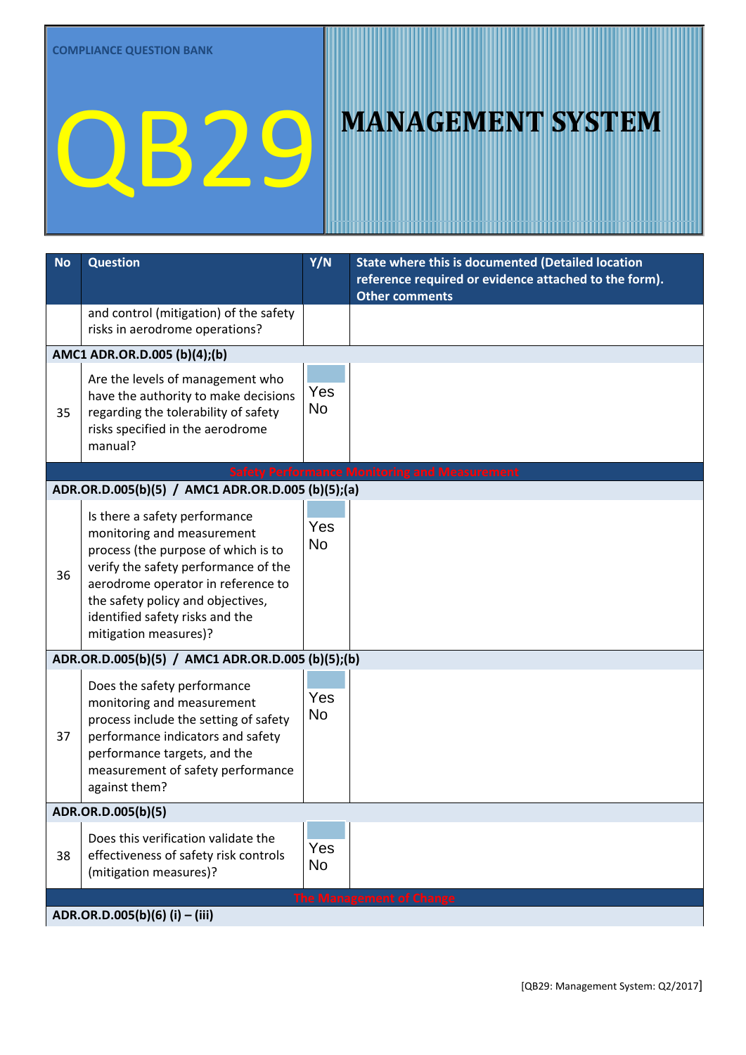COMPLIANCE QUESTION BANK

# QB29

# MANAGEMENT SYSTEM

| No | Question | Y/N | State where this is documented (Detailed location reference required or evidence attached to the form). Other comments |
|---|---|---|---|
| | and control (mitigation) of the safety risks in aerodrome operations? | | |
| **AMC1 ADR.OR.D.005 (b)(4);(b)** | | | |
| 35 | Are the levels of management who have the authority to make decisions regarding the tolerability of safety risks specified in the aerodrome manual? | Yes No | |
| **Safety Performance Monitoring and Measurement** | | | |
| **ADR.OR.D.005(b)(5) / AMC1 ADR.OR.D.005 (b)(5);(a)** | | | |
| 36 | Is there a safety performance monitoring and measurement process (the purpose of which is to verify the safety performance of the aerodrome operator in reference to the safety policy and objectives, identified safety risks and the mitigation measures)? | Yes No | |
| **ADR.OR.D.005(b)(5) / AMC1 ADR.OR.D.005 (b)(5);(b)** | | | |
| 37 | Does the safety performance monitoring and measurement process include the setting of safety performance indicators and safety performance targets, and the measurement of safety performance against them? | Yes No | |
| **ADR.OR.D.005(b)(5)** | | | |
| 38 | Does this verification validate the effectiveness of safety risk controls (mitigation measures)? | Yes No | |
| **The Management of Change** | | | |
| **ADR.OR.D.005(b)(6) (i) – (iii)** | | | |

[QB29: Management System: Q2/2017]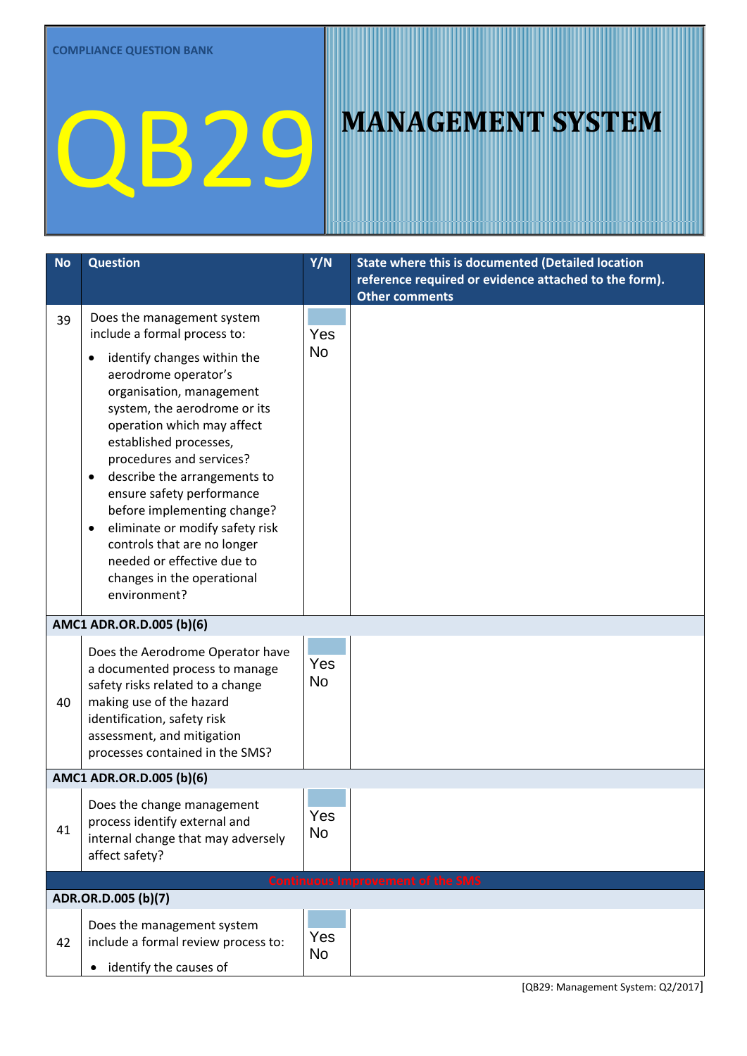COMPLIANCE QUESTION BANK

# QB29 MANAGEMENT SYSTEM

| No | Question | Y/N | State where this is documented (Detailed location reference required or evidence attached to the form). Other comments |
|---|---|---|---|
| 39 | Does the management system include a formal process to: <br>• identify changes within the aerodrome operator's organisation, management system, the aerodrome or its operation which may affect established processes, procedures and services? <br>• describe the arrangements to ensure safety performance before implementing change? <br>• eliminate or modify safety risk controls that are no longer needed or effective due to changes in the operational environment? | Yes No | |
| **AMC1 ADR.OR.D.005 (b)(6)** | | | |
| 40 | Does the Aerodrome Operator have a documented process to manage safety risks related to a change making use of the hazard identification, safety risk assessment, and mitigation processes contained in the SMS? | Yes No | |
| **AMC1 ADR.OR.D.005 (b)(6)** | | | |
| 41 | Does the change management process identify external and internal change that may adversely affect safety? | Yes No | |
| **Continuous Improvement of the SMS** | | | |
| **ADR.OR.D.005 (b)(7)** | | | |
| 42 | Does the management system include a formal review process to: <br>• identify the causes of | Yes No | |

[QB29: Management System: Q2/2017]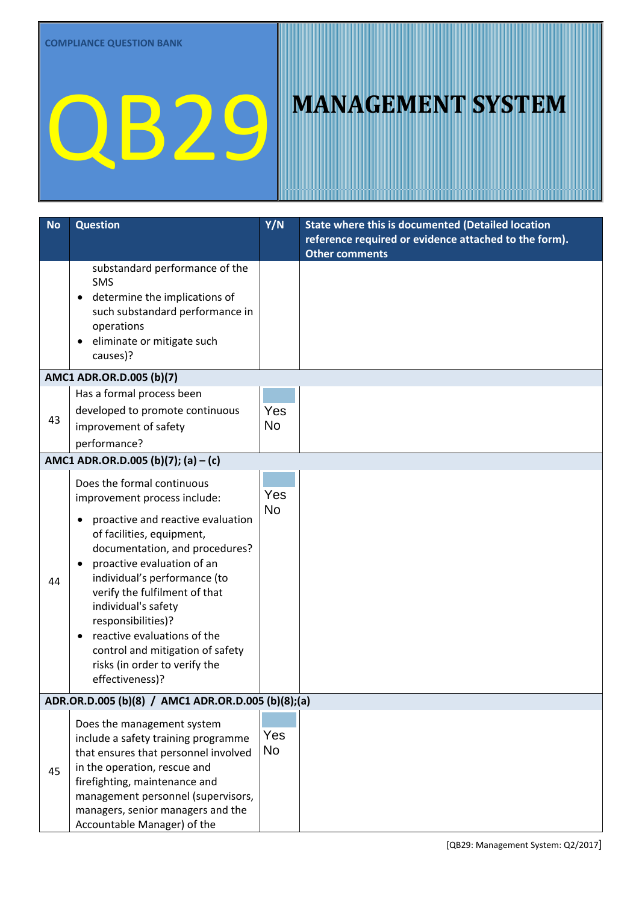COMPLIANCE QUESTION BANK

# QB29

# MANAGEMENT SYSTEM

| No | Question | Y/N | State where this is documented (Detailed location reference required or evidence attached to the form). Other comments |
|---|---|---|---|
| | substandard performance of the SMS<br>• determine the implications of such substandard performance in operations<br>• eliminate or mitigate such causes)? | | |
| **AMC1 ADR.OR.D.005 (b)(7)** | | | |
| 43 | Has a formal process been developed to promote continuous improvement of safety performance? | Yes<br>No | |
| **AMC1 ADR.OR.D.005 (b)(7); (a) – (c)** | | | |
| 44 | Does the formal continuous improvement process include:<br>• proactive and reactive evaluation of facilities, equipment, documentation, and procedures?<br>• proactive evaluation of an individual's performance (to verify the fulfilment of that individual's safety responsibilities)?<br>• reactive evaluations of the control and mitigation of safety risks (in order to verify the effectiveness)? | Yes<br>No | |
| **ADR.OR.D.005 (b)(8) / AMC1 ADR.OR.D.005 (b)(8);(a)** | | | |
| 45 | Does the management system include a safety training programme that ensures that personnel involved in the operation, rescue and firefighting, maintenance and management personnel (supervisors, managers, senior managers and the Accountable Manager) of the | Yes<br>No | |

[QB29: Management System: Q2/2017]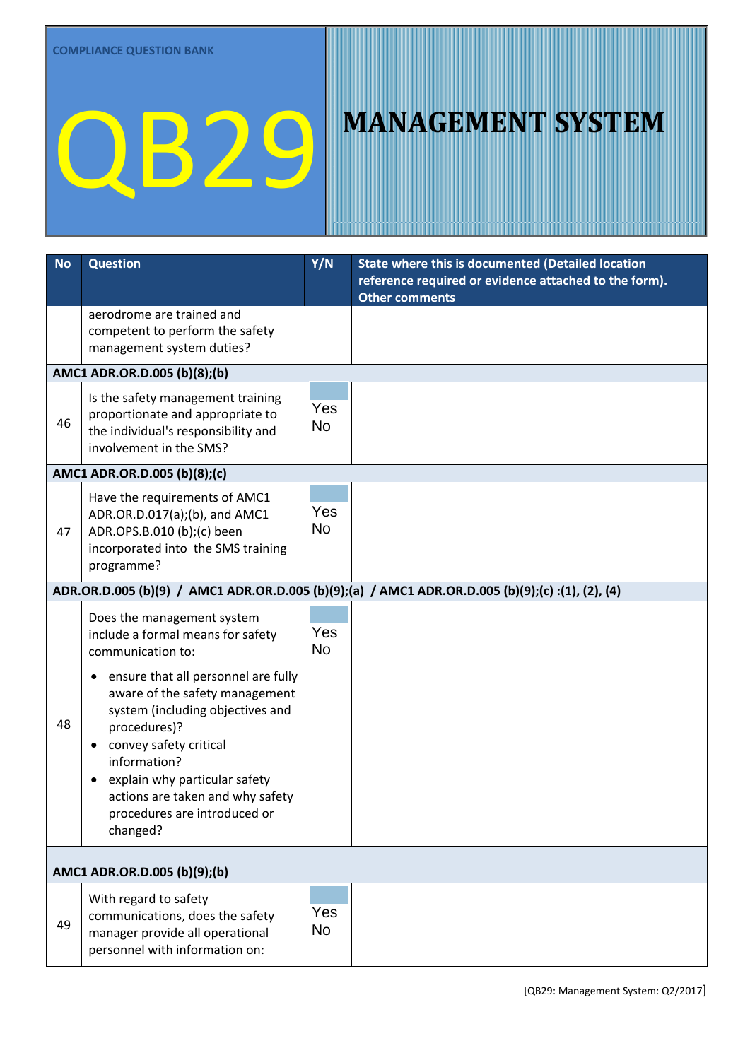COMPLIANCE QUESTION BANK

# QB29

# MANAGEMENT SYSTEM

| No | Question | Y/N | State where this is documented (Detailed location reference required or evidence attached to the form). Other comments |
|---|---|---|---|
| | aerodrome are trained and competent to perform the safety management system duties? | | |
| **AMC1 ADR.OR.D.005 (b)(8);(b)** | | | |
| 46 | Is the safety management training proportionate and appropriate to the individual's responsibility and involvement in the SMS? | Yes No | |
| **AMC1 ADR.OR.D.005 (b)(8);(c)** | | | |
| 47 | Have the requirements of AMC1 ADR.OR.D.017(a);(b), and AMC1 ADR.OPS.B.010 (b);(c) been incorporated into the SMS training programme? | Yes No | |
| **ADR.OR.D.005 (b)(9) / AMC1 ADR.OR.D.005 (b)(9);(a) / AMC1 ADR.OR.D.005 (b)(9);(c) :(1), (2), (4)** | | | |
| 48 | Does the management system include a formal means for safety communication to: <br>• ensure that all personnel are fully aware of the safety management system (including objectives and procedures)? <br>• convey safety critical information? <br>• explain why particular safety actions are taken and why safety procedures are introduced or changed? | Yes No | |
| **AMC1 ADR.OR.D.005 (b)(9);(b)** | | | |
| 49 | With regard to safety communications, does the safety manager provide all operational personnel with information on: | Yes No | |

[QB29: Management System: Q2/2017]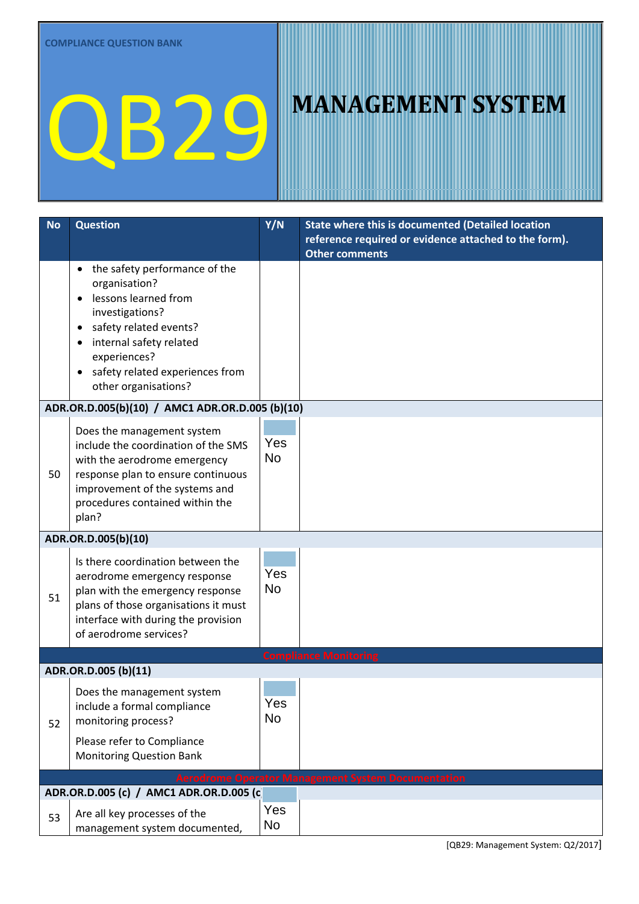COMPLIANCE QUESTION BANK

# QB29

# MANAGEMENT SYSTEM

| No | Question | Y/N | State where this is documented (Detailed location reference required or evidence attached to the form). Other comments |
|---|---|---|---|
| | • the safety performance of the organisation?<br>• lessons learned from investigations?<br>• safety related events?<br>• internal safety related experiences?<br>• safety related experiences from other organisations? | | |
| **ADR.OR.D.005(b)(10) / AMC1 ADR.OR.D.005 (b)(10)** | | | |
| 50 | Does the management system include the coordination of the SMS with the aerodrome emergency response plan to ensure continuous improvement of the systems and procedures contained within the plan? | Yes<br>No | |
| **ADR.OR.D.005(b)(10)** | | | |
| 51 | Is there coordination between the aerodrome emergency response plan with the emergency response plans of those organisations it must interface with during the provision of aerodrome services? | Yes<br>No | |
| **Compliance Monitoring** | | | |
| **ADR.OR.D.005 (b)(11)** | | | |
| 52 | Does the management system include a formal compliance monitoring process?<br><br>Please refer to Compliance Monitoring Question Bank | Yes<br>No | |
| **Aerodrome Operator Management System Documentation** | | | |
| **ADR.OR.D.005 (c) / AMC1 ADR.OR.D.005 (c** | | | |
| 53 | Are all key processes of the management system documented, | Yes<br>No | |

[QB29: Management System: Q2/2017]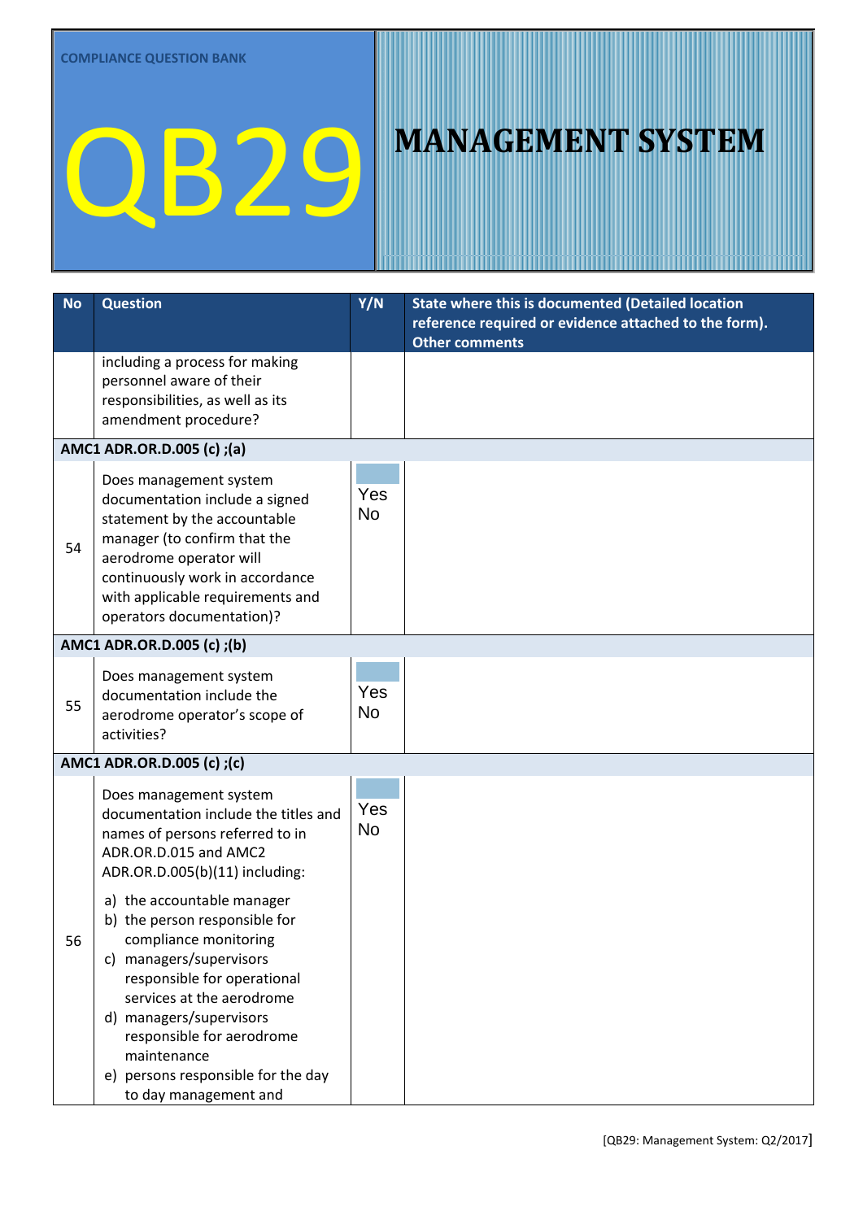COMPLIANCE QUESTION BANK

# QB29

# MANAGEMENT SYSTEM

| No | Question | Y/N | State where this is documented (Detailed location reference required or evidence attached to the form). Other comments |
|---|---|---|---|
| | including a process for making personnel aware of their responsibilities, as well as its amendment procedure? | | |
| **AMC1 ADR.OR.D.005 (c) ;(a)** | | | |
| 54 | Does management system documentation include a signed statement by the accountable manager (to confirm that the aerodrome operator will continuously work in accordance with applicable requirements and operators documentation)? | Yes<br>No | |
| **AMC1 ADR.OR.D.005 (c) ;(b)** | | | |
| 55 | Does management system documentation include the aerodrome operator's scope of activities? | Yes<br>No | |
| **AMC1 ADR.OR.D.005 (c) ;(c)** | | | |
| 56 | Does management system documentation include the titles and names of persons referred to in ADR.OR.D.015 and AMC2 ADR.OR.D.005(b)(11) including:<br>a) the accountable manager<br>b) the person responsible for compliance monitoring<br>c) managers/supervisors responsible for operational services at the aerodrome<br>d) managers/supervisors responsible for aerodrome maintenance<br>e) persons responsible for the day to day management and | Yes<br>No | |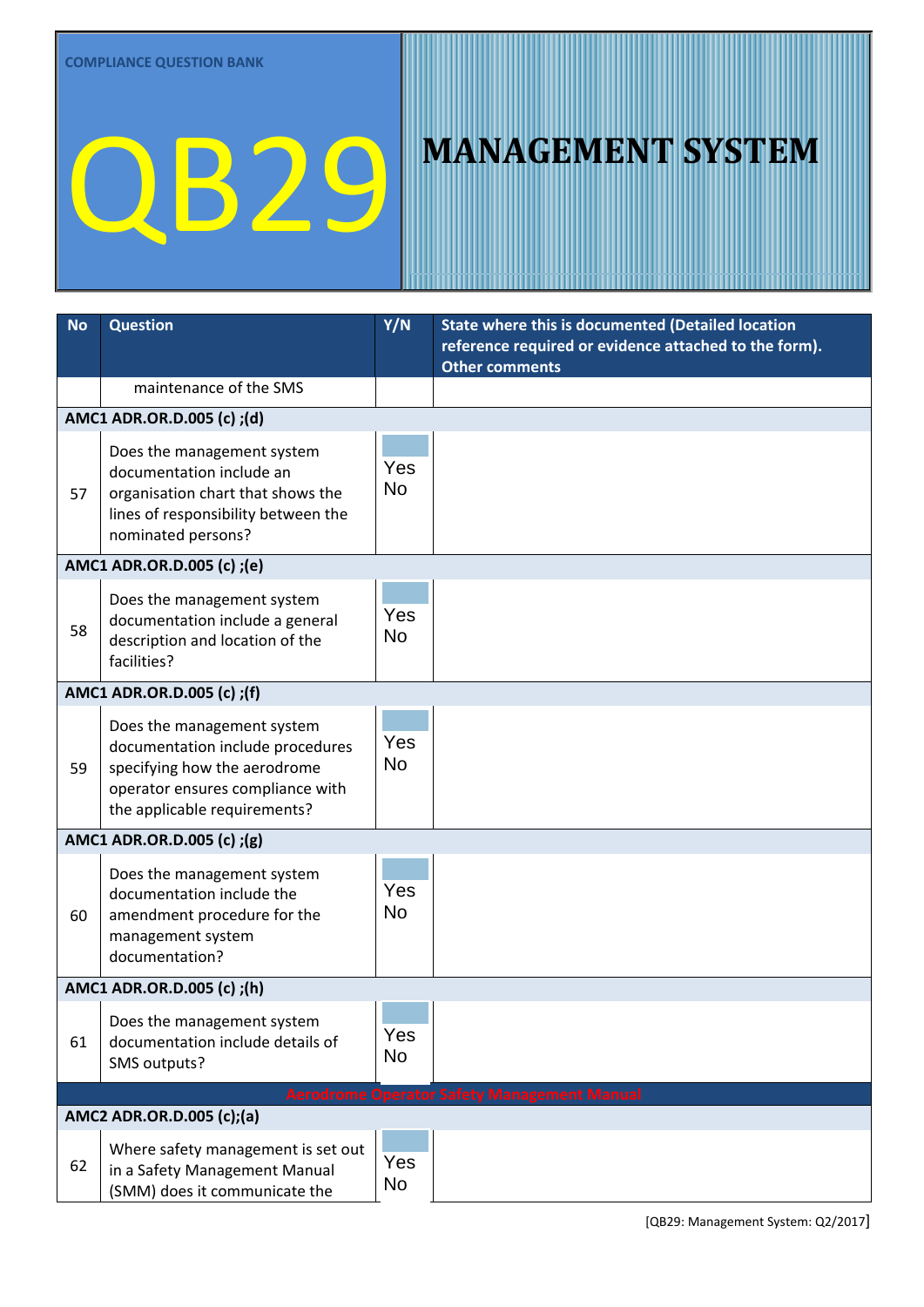COMPLIANCE QUESTION BANK

# QB29 MANAGEMENT SYSTEM

| No | Question | Y/N | State where this is documented (Detailed location reference required or evidence attached to the form). Other comments |
|---|---|---|---|
| | maintenance of the SMS | | |
| **AMC1 ADR.OR.D.005 (c) ;(d)** | | | |
| 57 | Does the management system documentation include an organisation chart that shows the lines of responsibility between the nominated persons? | Yes No | |
| **AMC1 ADR.OR.D.005 (c) ;(e)** | | | |
| 58 | Does the management system documentation include a general description and location of the facilities? | Yes No | |
| **AMC1 ADR.OR.D.005 (c) ;(f)** | | | |
| 59 | Does the management system documentation include procedures specifying how the aerodrome operator ensures compliance with the applicable requirements? | Yes No | |
| **AMC1 ADR.OR.D.005 (c) ;(g)** | | | |
| 60 | Does the management system documentation include the amendment procedure for the management system documentation? | Yes No | |
| **AMC1 ADR.OR.D.005 (c) ;(h)** | | | |
| 61 | Does the management system documentation include details of SMS outputs? | Yes No | |
| **Aerodrome Operator Safety Management Manual** | | | |
| **AMC2 ADR.OR.D.005 (c);(a)** | | | |
| 62 | Where safety management is set out in a Safety Management Manual (SMM) does it communicate the | Yes No | |

[QB29: Management System: Q2/2017]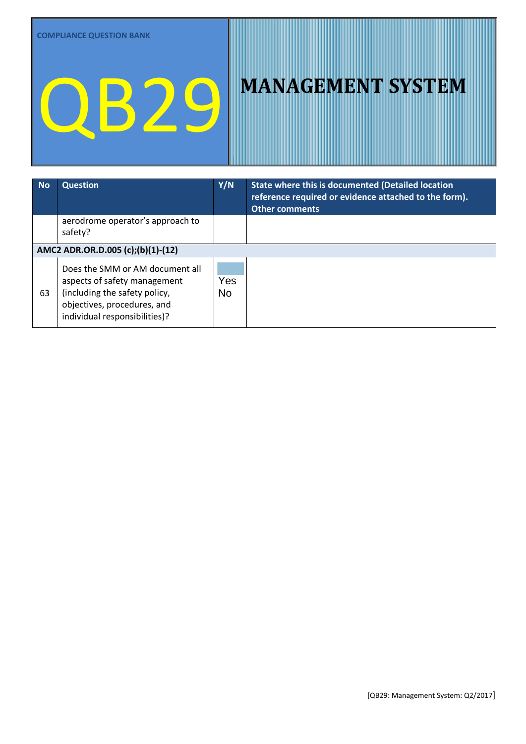COMPLIANCE QUESTION BANK

# QB29 MANAGEMENT SYSTEM

| No | Question | Y/N | State where this is documented (Detailed location reference required or evidence attached to the form). Other comments |
|---|---|---|---|
| | aerodrome operator's approach to safety? | | |
| **AMC2 ADR.OR.D.005 (c);(b)(1)-(12)** | | | |
| 63 | Does the SMM or AM document all aspects of safety management (including the safety policy, objectives, procedures, and individual responsibilities)? | Yes No | |